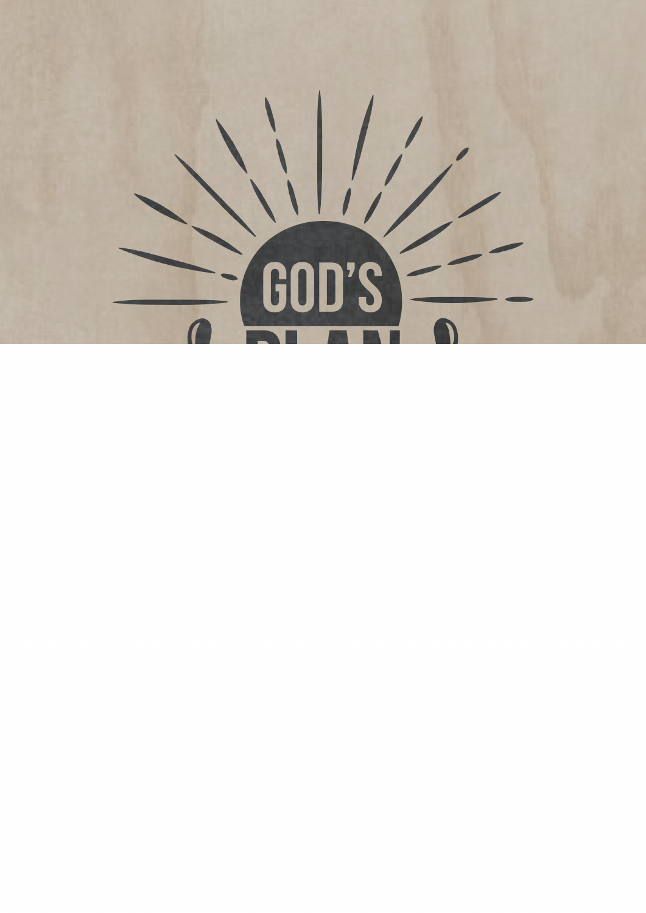GOD'S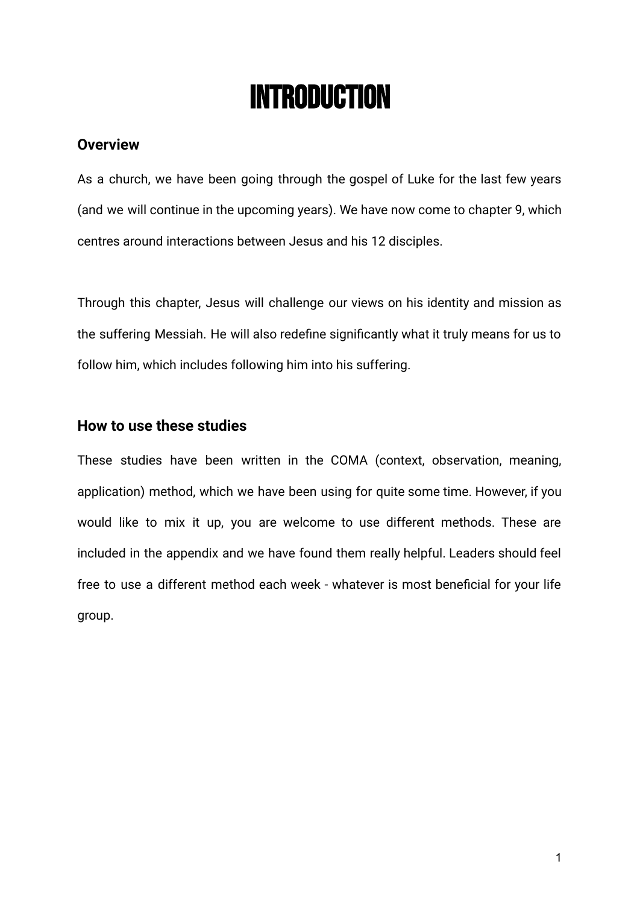# INTRODUCTION

## Overview

As a church, we have been going through the gospel of Luke for the last few years (and we will continue in the upcoming years). We have now come to chapter 9, which centres around interactions between Jesus and his 12 disciples.

Through this chapter, Jesus will challenge our views on his identity and mission as the suffering Messiah. He will also redefine significantly what it truly means for us to follow him, which includes following him into his suffering.

## How to use these studies

These studies have been written in the COMA (context, observation, meaning, application) method, which we have been using for quite some time. However, if you would like to mix it up, you are welcome to use different methods. These are included in the appendix and we have found them really helpful. Leaders should feel free to use a different method each week - whatever is most beneficial for your life group.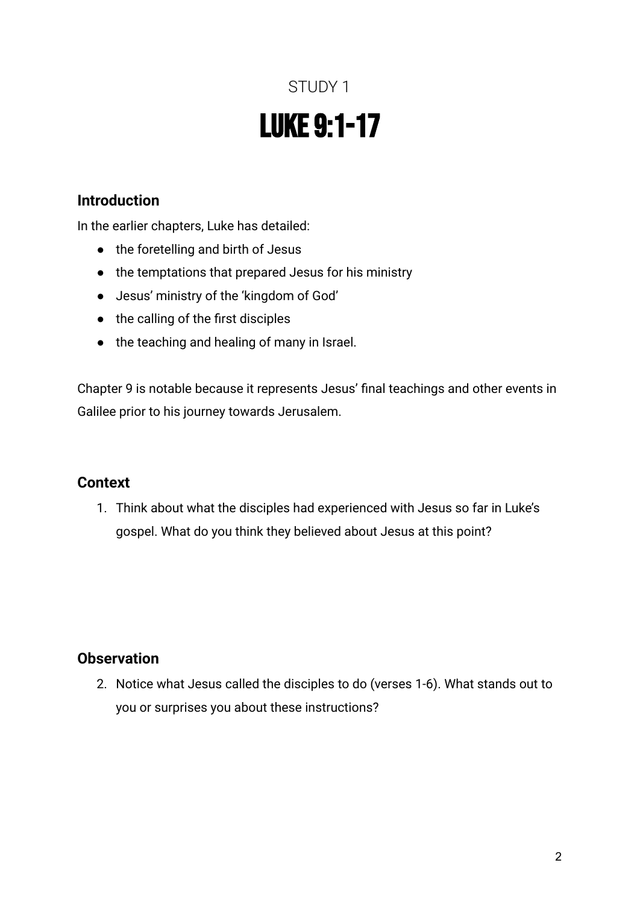STUDY 1

# LUKE 9:1-17

## Introduction

In the earlier chapters, Luke has detailed:

- the foretelling and birth of Jesus
- the temptations that prepared Jesus for his ministry
- Jesus' ministry of the 'kingdom of God'
- the calling of the first disciples
- the teaching and healing of many in Israel.

Chapter 9 is notable because it represents Jesus' final teachings and other events in Galilee prior to his journey towards Jerusalem.

## Context

1. Think about what the disciples had experienced with Jesus so far in Luke's gospel. What do you think they believed about Jesus at this point?

## Observation

2. Notice what Jesus called the disciples to do (verses 1-6). What stands out to you or surprises you about these instructions?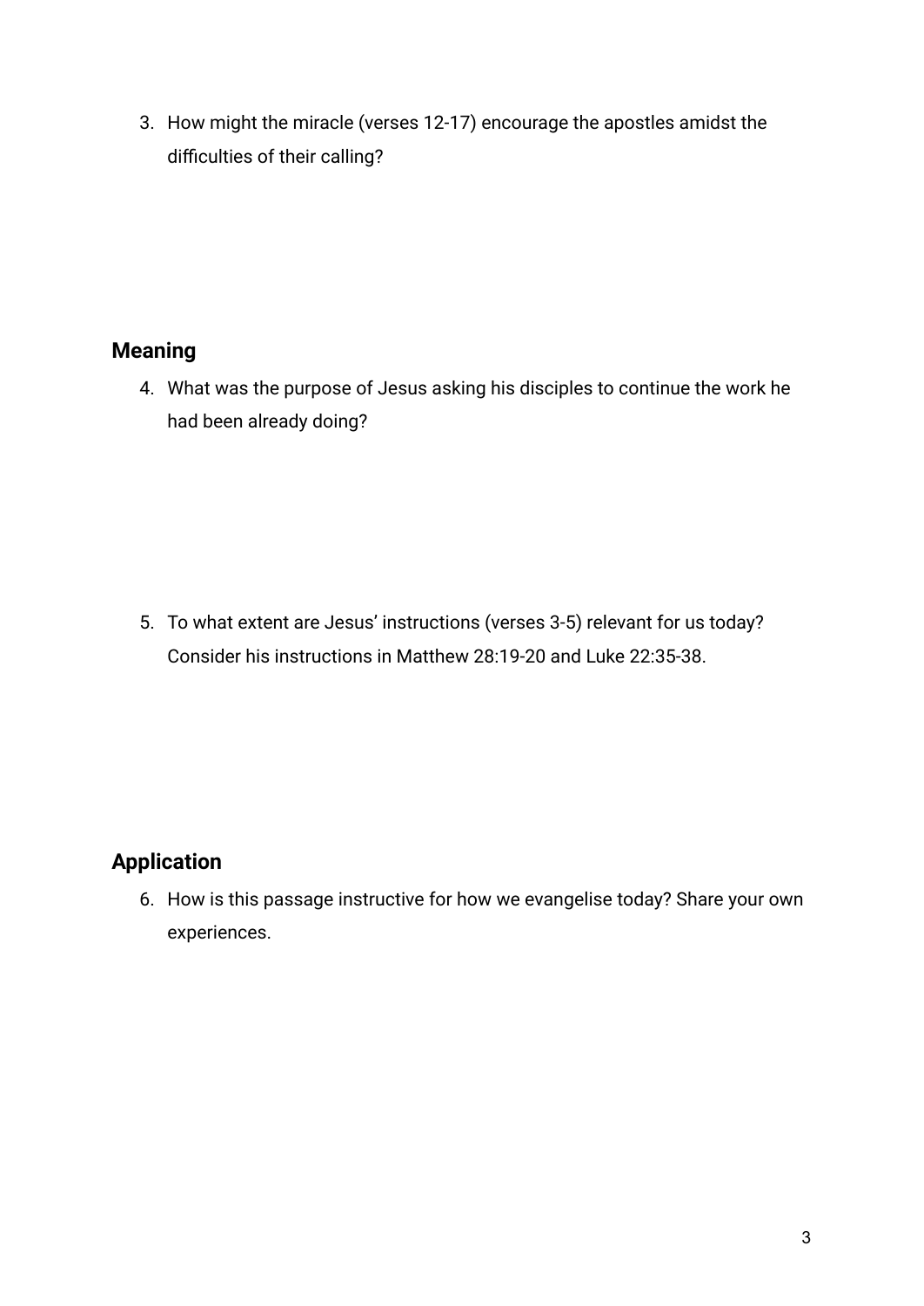3. How might the miracle (verses 12-17) encourage the apostles amidst the difficulties of their calling?

## Meaning

4. What was the purpose of Jesus asking his disciples to continue the work he had been already doing?

5. To what extent are Jesus' instructions (verses 3-5) relevant for us today? Consider his instructions in Matthew 28:19-20 and Luke 22:35-38.

## Application

6. How is this passage instructive for how we evangelise today? Share your own experiences.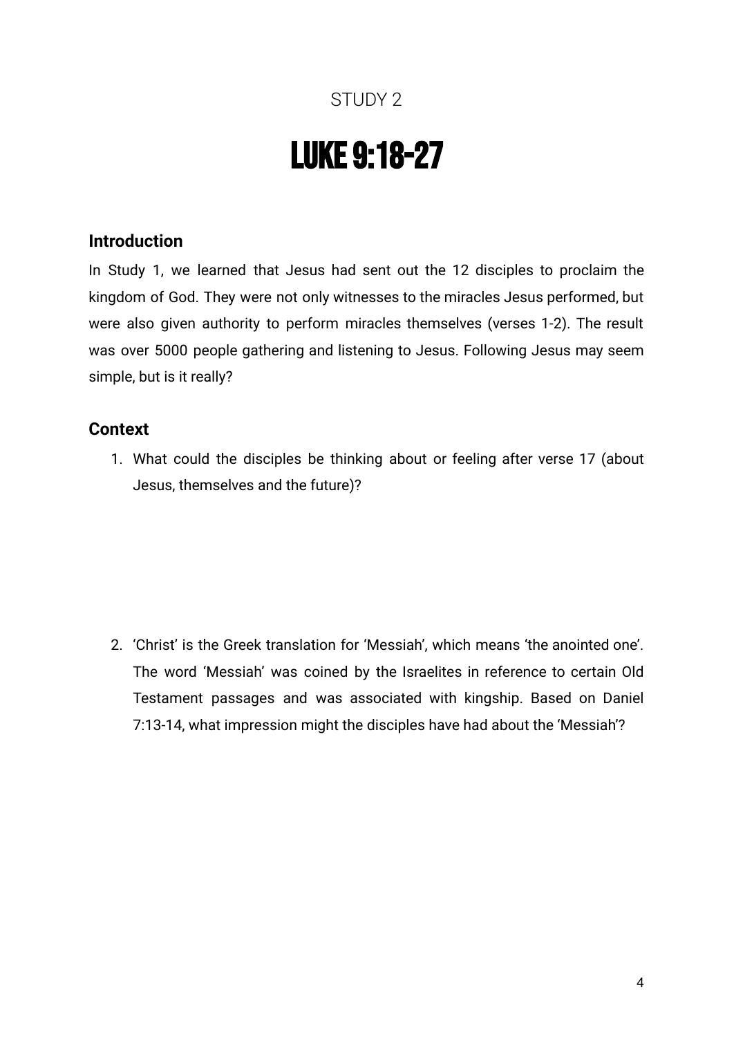STUDY 2

# LUKE 9:18-27

### Introduction

In Study 1, we learned that Jesus had sent out the 12 disciples to proclaim the kingdom of God. They were not only witnesses to the miracles Jesus performed, but were also given authority to perform miracles themselves (verses 1-2). The result was over 5000 people gathering and listening to Jesus. Following Jesus may seem simple, but is it really?

### Context

1. What could the disciples be thinking about or feeling after verse 17 (about Jesus, themselves and the future)?

2. ‘Christ’ is the Greek translation for ‘Messiah’, which means ‘the anointed one’. The word ‘Messiah’ was coined by the Israelites in reference to certain Old Testament passages and was associated with kingship. Based on Daniel 7:13-14, what impression might the disciples have had about the ‘Messiah’?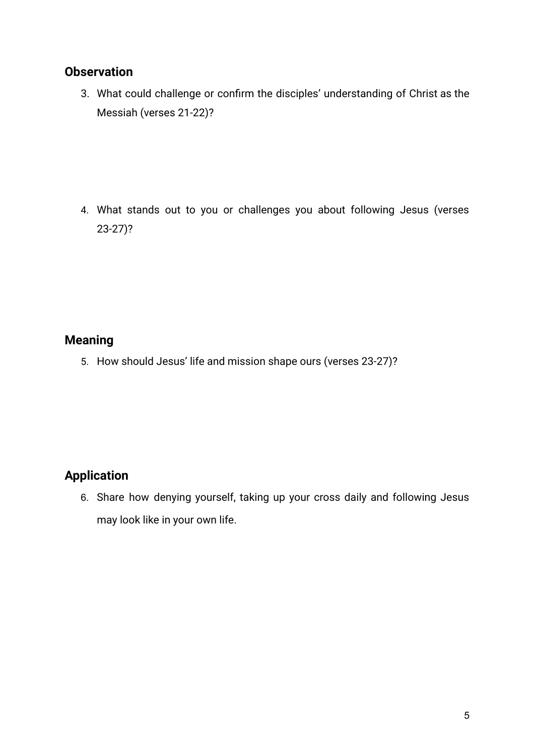## Observation

3. What could challenge or confirm the disciples' understanding of Christ as the Messiah (verses 21-22)?

4. What stands out to you or challenges you about following Jesus (verses 23-27)?

## Meaning

5. How should Jesus' life and mission shape ours (verses 23-27)?

## Application

6. Share how denying yourself, taking up your cross daily and following Jesus may look like in your own life.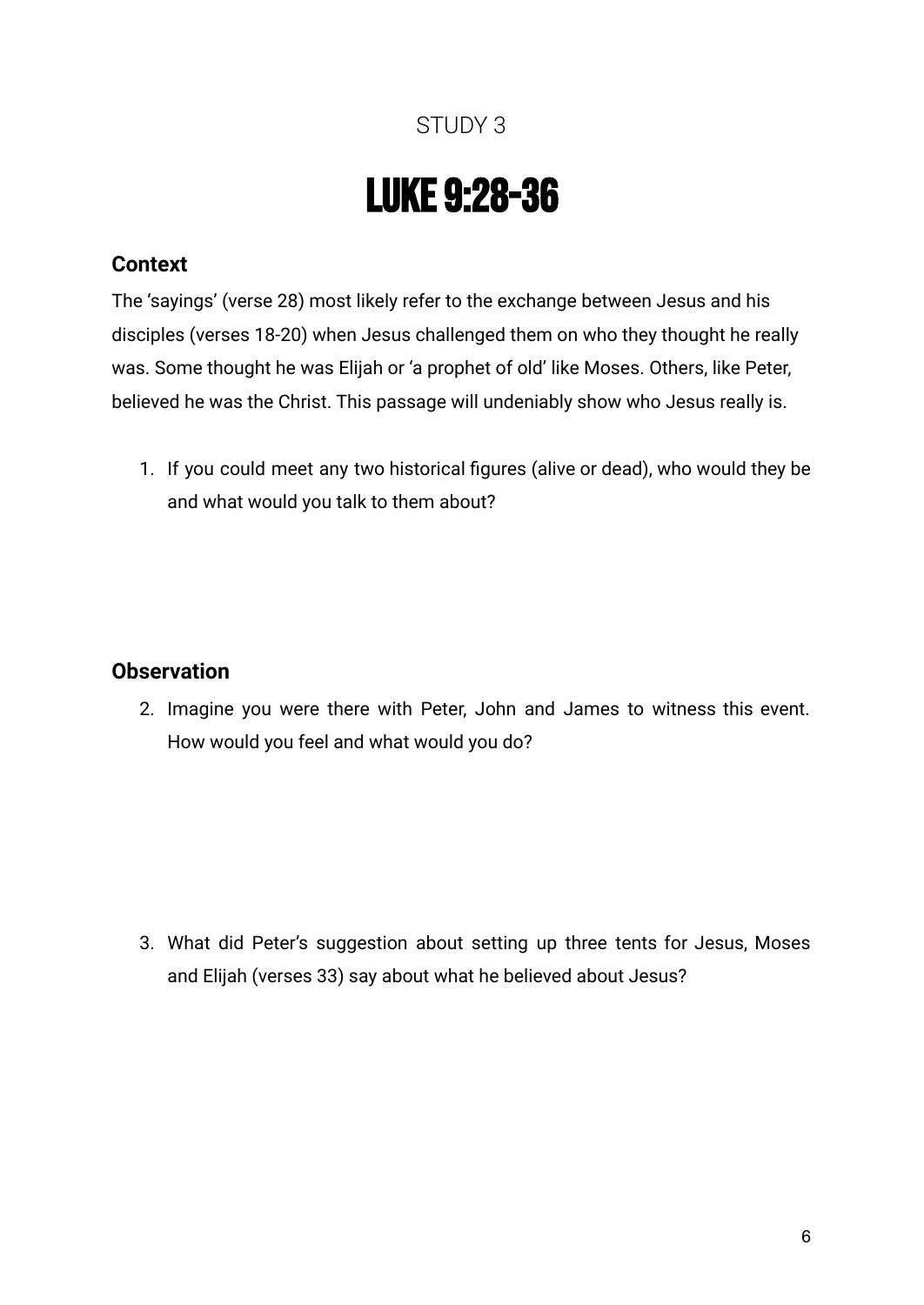STUDY 3

# LUKE 9:28-36

## Context

The 'sayings' (verse 28) most likely refer to the exchange between Jesus and his disciples (verses 18-20) when Jesus challenged them on who they thought he really was. Some thought he was Elijah or 'a prophet of old' like Moses. Others, like Peter, believed he was the Christ. This passage will undeniably show who Jesus really is.

1. If you could meet any two historical figures (alive or dead), who would they be and what would you talk to them about?

## Observation

2. Imagine you were there with Peter, John and James to witness this event. How would you feel and what would you do?

3. What did Peter's suggestion about setting up three tents for Jesus, Moses and Elijah (verses 33) say about what he believed about Jesus?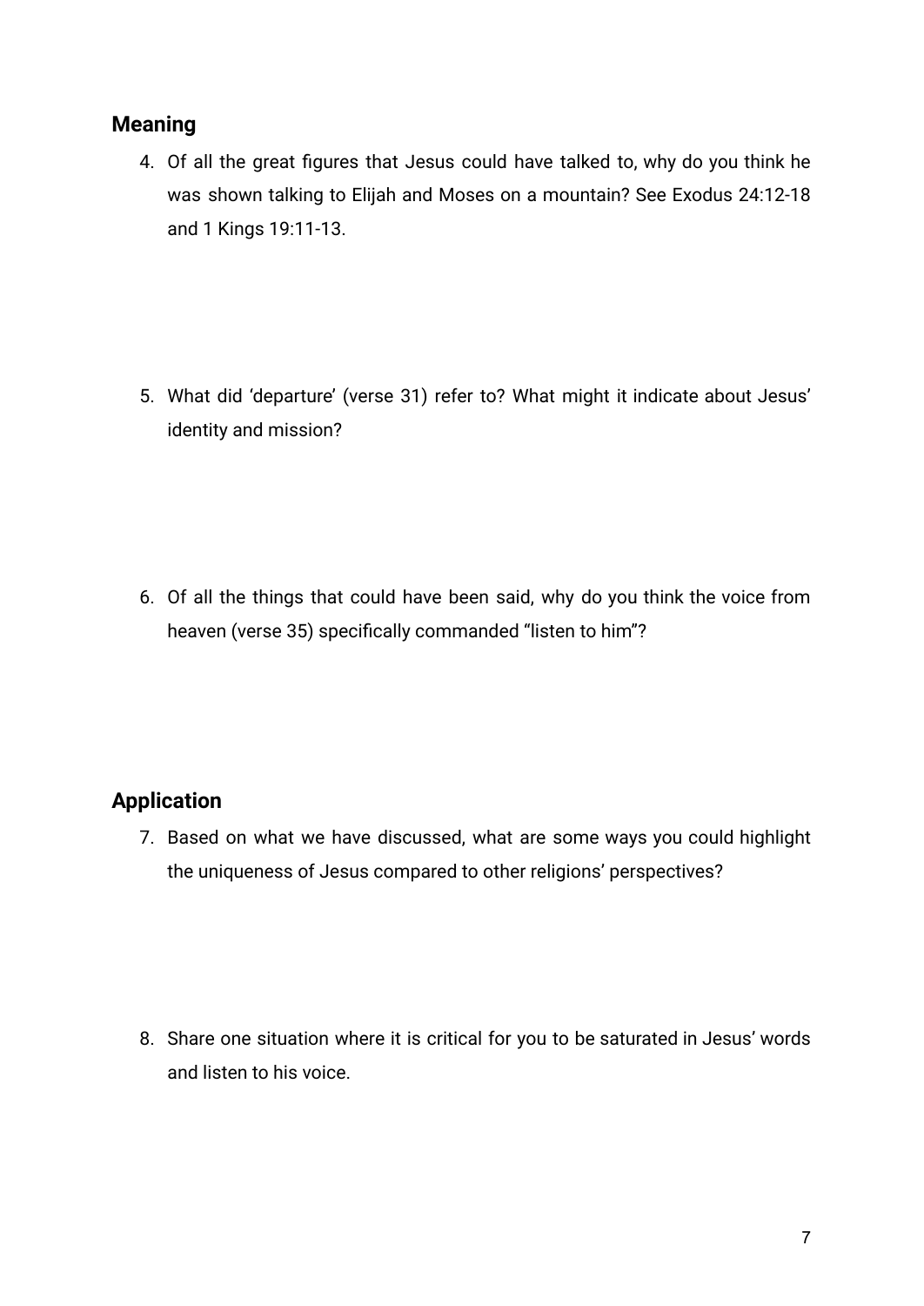## Meaning

4. Of all the great figures that Jesus could have talked to, why do you think he was shown talking to Elijah and Moses on a mountain? See Exodus 24:12-18 and 1 Kings 19:11-13.

5. What did ‘departure’ (verse 31) refer to? What might it indicate about Jesus’ identity and mission?

6. Of all the things that could have been said, why do you think the voice from heaven (verse 35) specifically commanded “listen to him”?

## Application

7. Based on what we have discussed, what are some ways you could highlight the uniqueness of Jesus compared to other religions’ perspectives?

8. Share one situation where it is critical for you to be saturated in Jesus’ words and listen to his voice.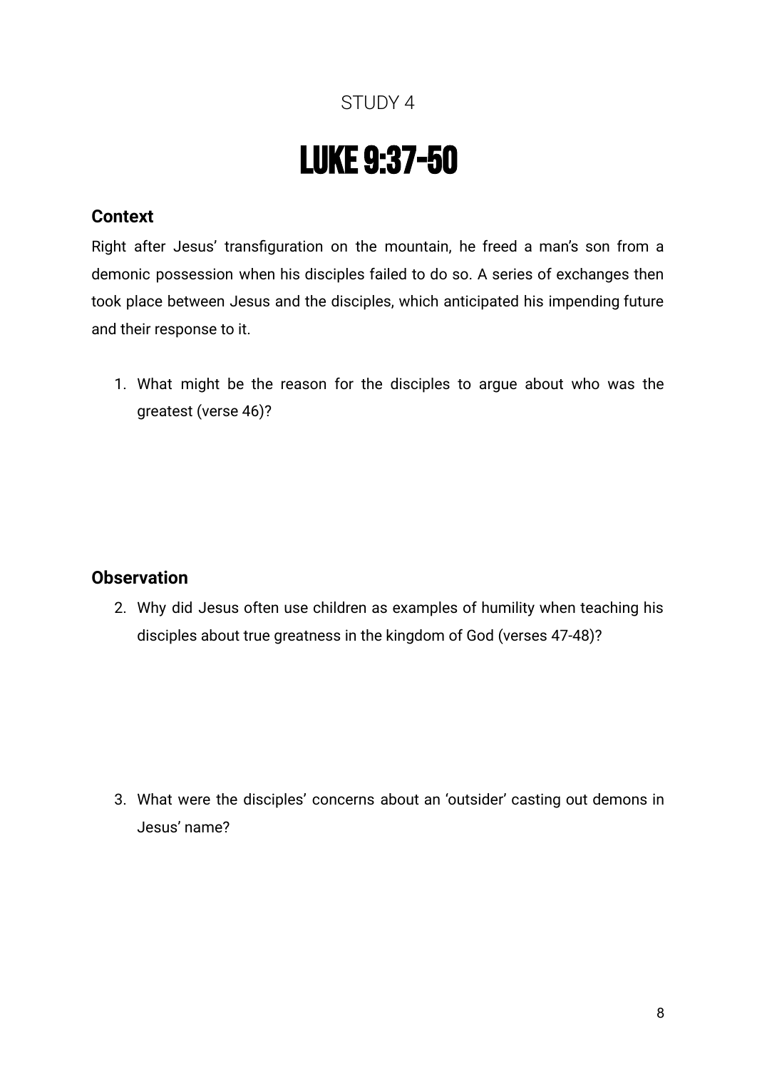STUDY 4

# LUKE 9:37-50

## Context

Right after Jesus' transfiguration on the mountain, he freed a man's son from a demonic possession when his disciples failed to do so. A series of exchanges then took place between Jesus and the disciples, which anticipated his impending future and their response to it.

1. What might be the reason for the disciples to argue about who was the greatest (verse 46)?

## Observation

2. Why did Jesus often use children as examples of humility when teaching his disciples about true greatness in the kingdom of God (verses 47-48)?

3. What were the disciples' concerns about an 'outsider' casting out demons in Jesus' name?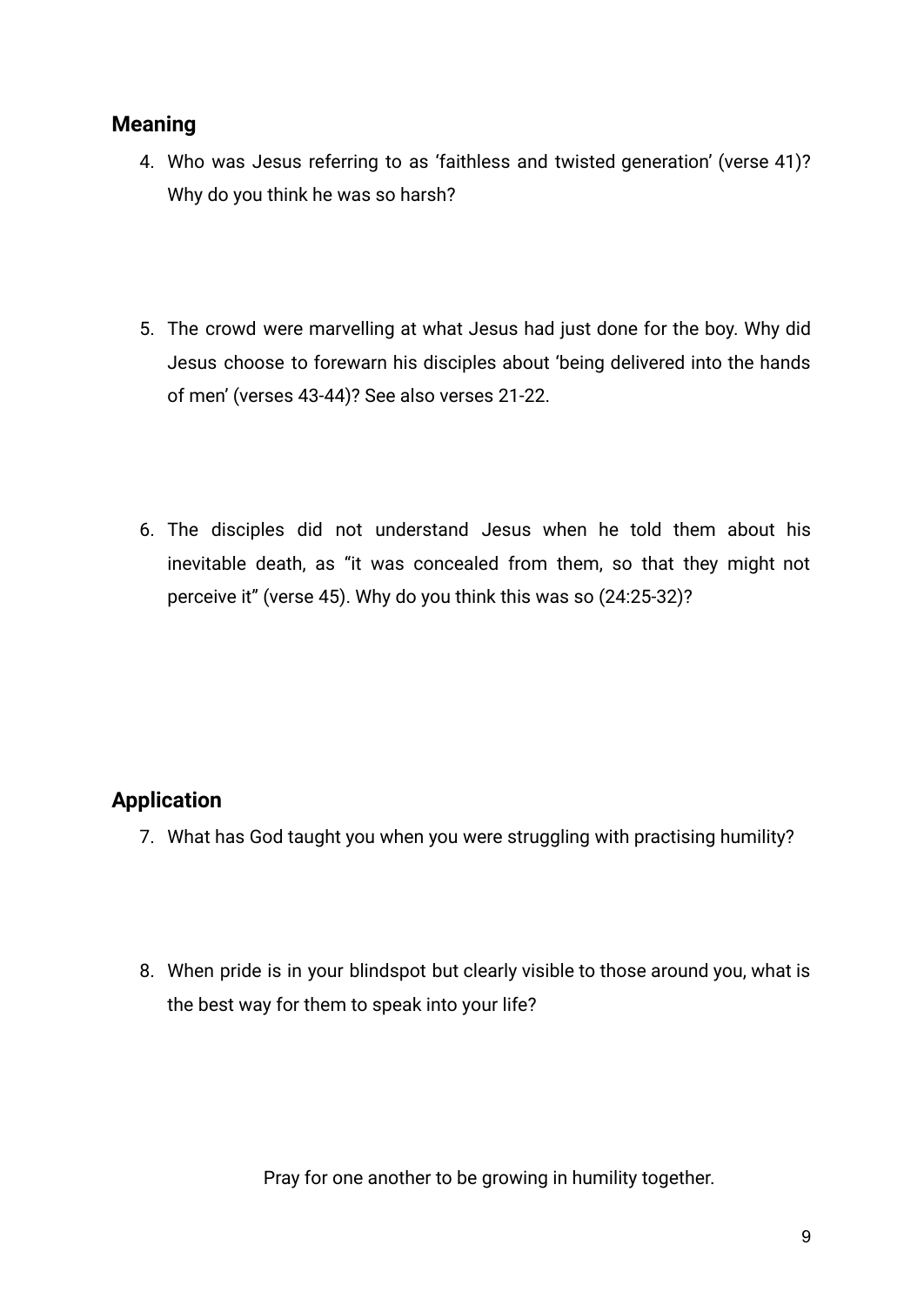## Meaning

4. Who was Jesus referring to as 'faithless and twisted generation' (verse 41)? Why do you think he was so harsh?

5. The crowd were marvelling at what Jesus had just done for the boy. Why did Jesus choose to forewarn his disciples about 'being delivered into the hands of men' (verses 43-44)? See also verses 21-22.

6. The disciples did not understand Jesus when he told them about his inevitable death, as "it was concealed from them, so that they might not perceive it" (verse 45). Why do you think this was so (24:25-32)?

## Application

7. What has God taught you when you were struggling with practising humility?

8. When pride is in your blindspot but clearly visible to those around you, what is the best way for them to speak into your life?

Pray for one another to be growing in humility together.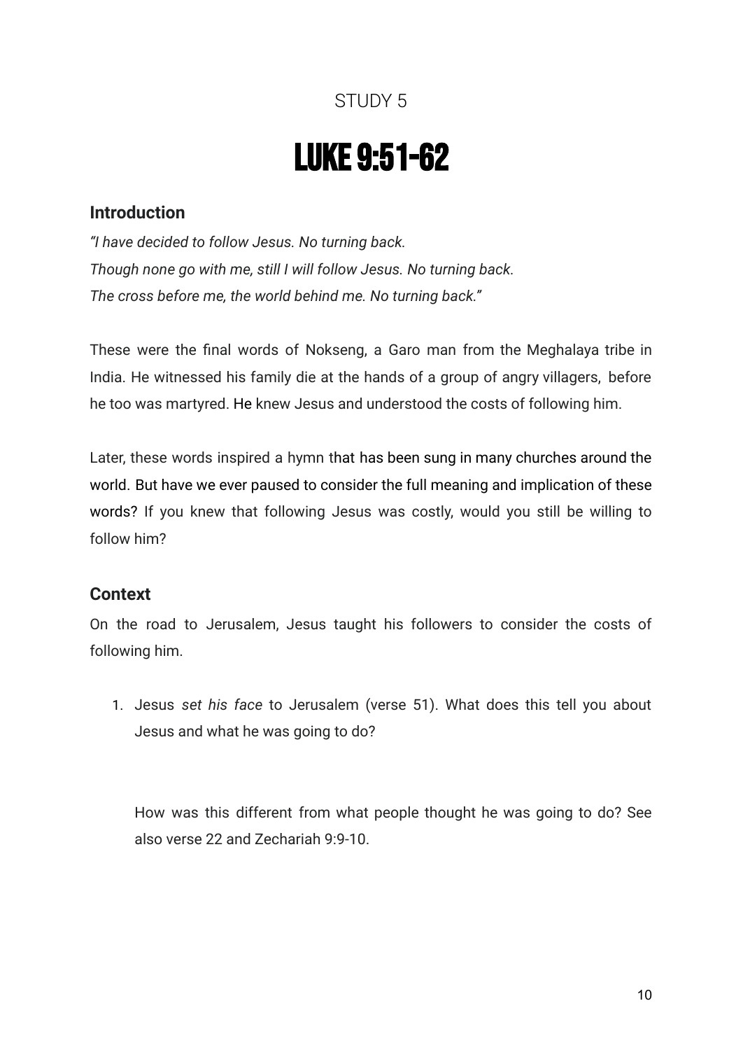STUDY 5

# LUKE 9:51-62

## Introduction

*"I have decided to follow Jesus. No turning back.*
*Though none go with me, still I will follow Jesus. No turning back.*
*The cross before me, the world behind me. No turning back."*

These were the final words of Nokseng, a Garo man from the Meghalaya tribe in India. He witnessed his family die at the hands of a group of angry villagers, before he too was martyred. He knew Jesus and understood the costs of following him.

Later, these words inspired a hymn that has been sung in many churches around the world. But have we ever paused to consider the full meaning and implication of these words? If you knew that following Jesus was costly, would you still be willing to follow him?

## Context

On the road to Jerusalem, Jesus taught his followers to consider the costs of following him.

1. Jesus *set his face* to Jerusalem (verse 51). What does this tell you about Jesus and what he was going to do?

   How was this different from what people thought he was going to do? See also verse 22 and Zechariah 9:9-10.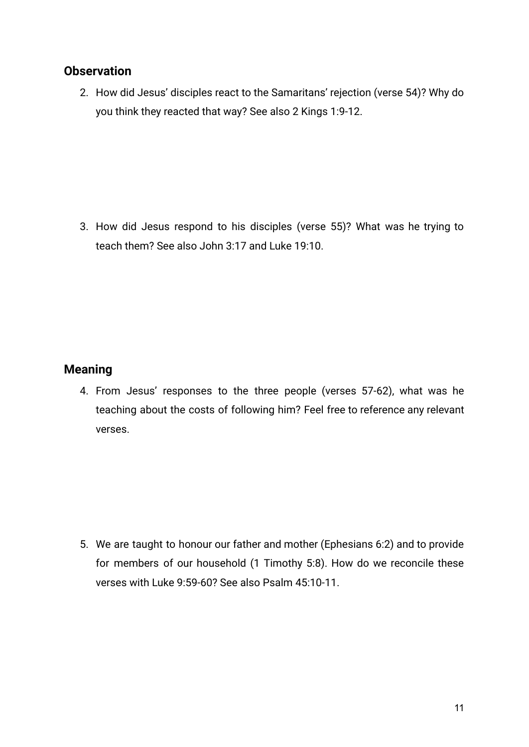## Observation

2. How did Jesus' disciples react to the Samaritans' rejection (verse 54)? Why do you think they reacted that way? See also 2 Kings 1:9-12.

3. How did Jesus respond to his disciples (verse 55)? What was he trying to teach them? See also John 3:17 and Luke 19:10.

## Meaning

4. From Jesus' responses to the three people (verses 57-62), what was he teaching about the costs of following him? Feel free to reference any relevant verses.

5. We are taught to honour our father and mother (Ephesians 6:2) and to provide for members of our household (1 Timothy 5:8). How do we reconcile these verses with Luke 9:59-60? See also Psalm 45:10-11.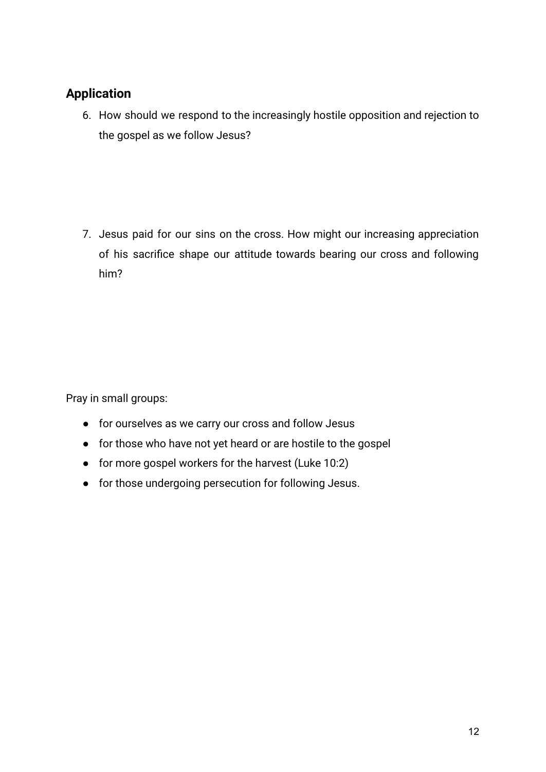## Application

6. How should we respond to the increasingly hostile opposition and rejection to the gospel as we follow Jesus?

7. Jesus paid for our sins on the cross. How might our increasing appreciation of his sacrifice shape our attitude towards bearing our cross and following him?

Pray in small groups:

- for ourselves as we carry our cross and follow Jesus
- for those who have not yet heard or are hostile to the gospel
- for more gospel workers for the harvest (Luke 10:2)
- for those undergoing persecution for following Jesus.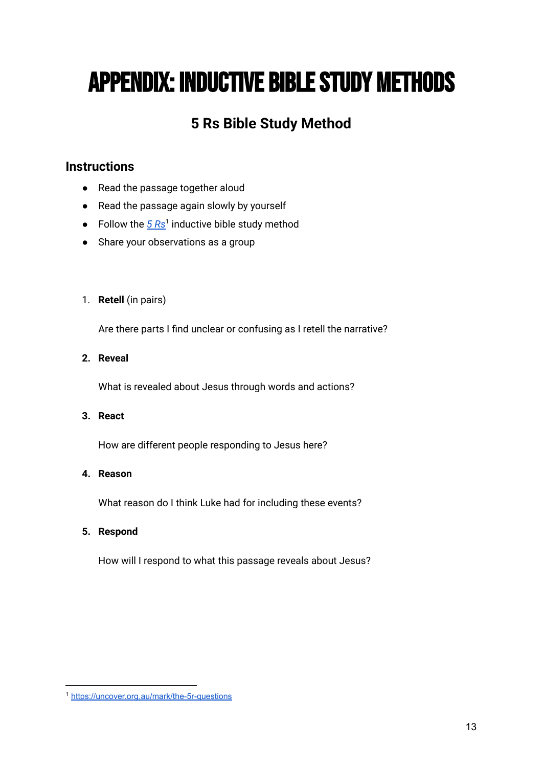# APPENDIX: INDUCTIVE BIBLE STUDY METHODS

## 5 Rs Bible Study Method

### Instructions

- Read the passage together aloud
- Read the passage again slowly by yourself
- Follow the *5 Rs*[1] inductive bible study method
- Share your observations as a group

1. **Retell** (in pairs)

   Are there parts I find unclear or confusing as I retell the narrative?

2. **Reveal**

   What is revealed about Jesus through words and actions?

3. **React**

   How are different people responding to Jesus here?

4. **Reason**

   What reason do I think Luke had for including these events?

5. **Respond**

   How will I respond to what this passage reveals about Jesus?

---

[1] https://uncover.org.au/mark/the-5r-questions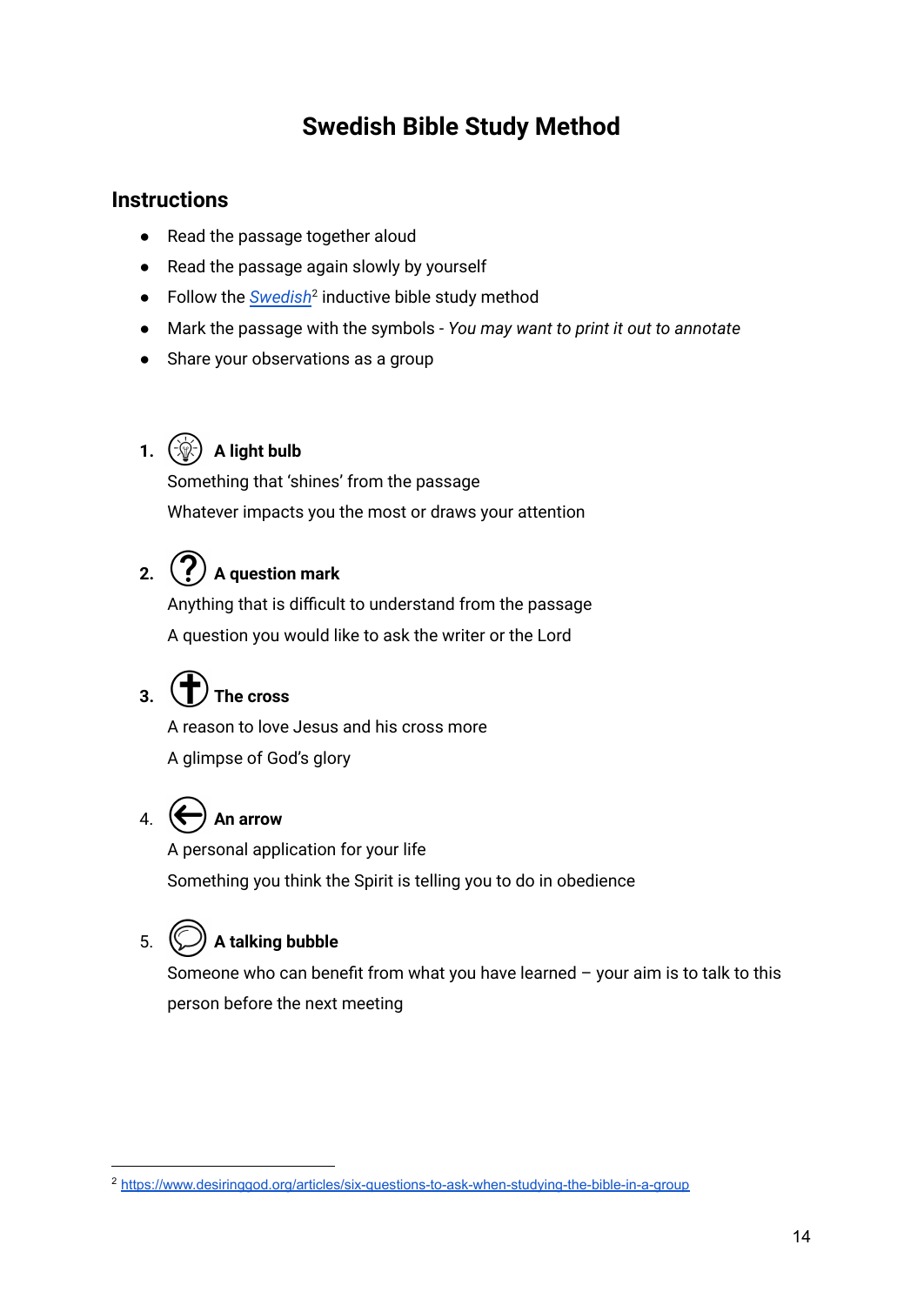# Swedish Bible Study Method

## Instructions

- Read the passage together aloud
- Read the passage again slowly by yourself
- Follow the *Swedish*[2] inductive bible study method
- Mark the passage with the symbols - *You may want to print it out to annotate*
- Share your observations as a group

1. **A light bulb**

   Something that 'shines' from the passage

   Whatever impacts you the most or draws your attention

2. **A question mark**

   Anything that is difficult to understand from the passage

   A question you would like to ask the writer or the Lord

3. **The cross**

   A reason to love Jesus and his cross more

   A glimpse of God's glory

4. **An arrow**

   A personal application for your life

   Something you think the Spirit is telling you to do in obedience

5. **A talking bubble**

   Someone who can benefit from what you have learned – your aim is to talk to this person before the next meeting

---

[2] https://www.desiringgod.org/articles/six-questions-to-ask-when-studying-the-bible-in-a-group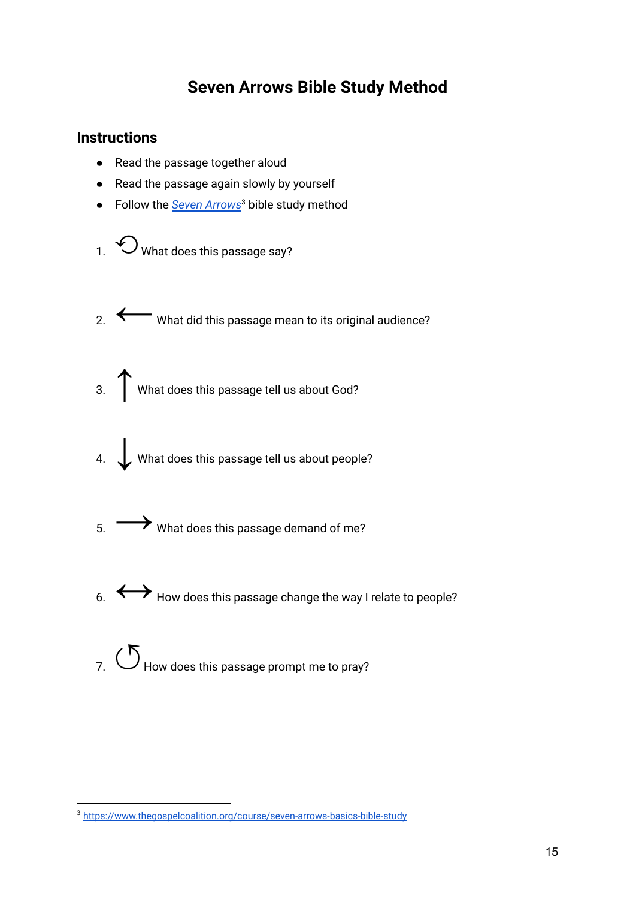# Seven Arrows Bible Study Method

## Instructions

- Read the passage together aloud
- Read the passage again slowly by yourself
- Follow the *Seven Arrows*[3] bible study method

1. ⟲ What does this passage say?

2. ⟵ What did this passage mean to its original audience?

3. ↑ What does this passage tell us about God?

4. ↓ What does this passage tell us about people?

5. ⟶ What does this passage demand of me?

6. ⟷ How does this passage change the way I relate to people?

7. ↺ How does this passage prompt me to pray?

[3] https://www.thegospelcoalition.org/course/seven-arrows-basics-bible-study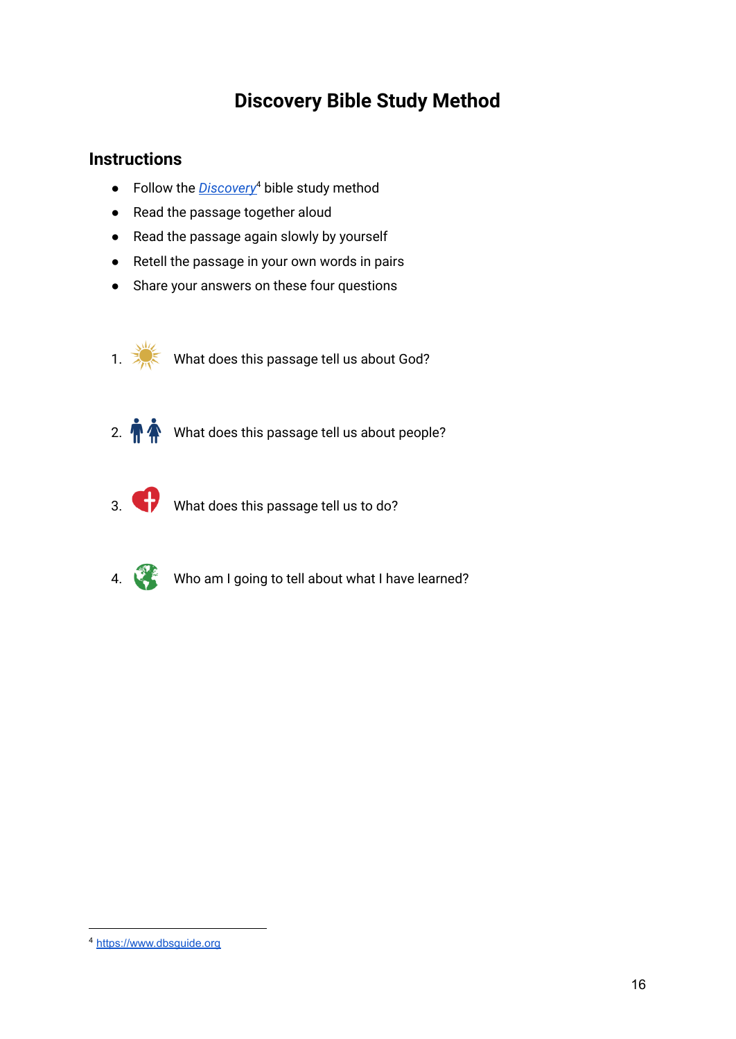# Discovery Bible Study Method

## Instructions

- Follow the *Discovery*[4] bible study method
- Read the passage together aloud
- Read the passage again slowly by yourself
- Retell the passage in your own words in pairs
- Share your answers on these four questions

1. What does this passage tell us about God?

2. What does this passage tell us about people?

3. What does this passage tell us to do?

4. Who am I going to tell about what I have learned?

[4] https://www.dbsguide.org